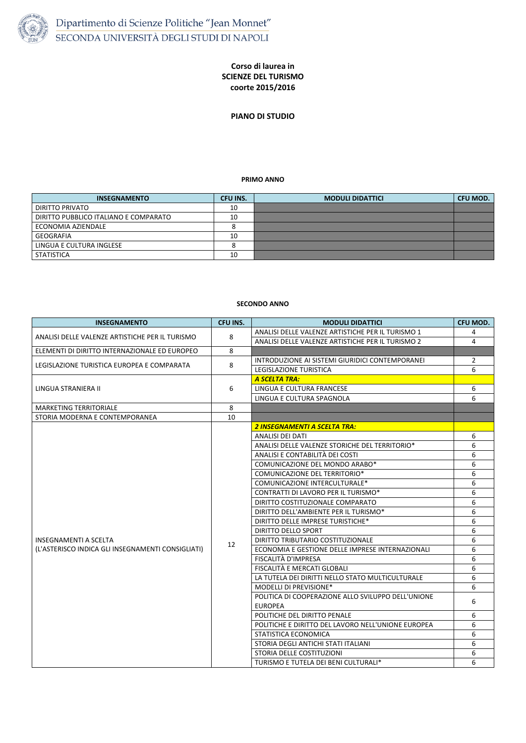Dipartimento di Scienze Politiche "Jean Monnet"
SECONDA UNIVERSITÀ DEGLI STUDI DI NAPOLI

# Corso di laurea in SCIENZE DEL TURISMO coorte 2015/2016

## PIANO DI STUDIO

### PRIMO ANNO

| INSEGNAMENTO | CFU INS. | MODULI DIDATTICI | CFU MOD. |
|---|---|---|---|
| DIRITTO PRIVATO | 10 | | |
| DIRITTO PUBBLICO ITALIANO E COMPARATO | 10 | | |
| ECONOMIA AZIENDALE | 8 | | |
| GEOGRAFIA | 10 | | |
| LINGUA E CULTURA INGLESE | 8 | | |
| STATISTICA | 10 | | |

### SECONDO ANNO

| INSEGNAMENTO | CFU INS. | MODULI DIDATTICI | CFU MOD. |
|---|---|---|---|
| ANALISI DELLE VALENZE ARTISTICHE PER IL TURISMO | 8 | ANALISI DELLE VALENZE ARTISTICHE PER IL TURISMO 1 | 4 |
| | | ANALISI DELLE VALENZE ARTISTICHE PER IL TURISMO 2 | 4 |
| ELEMENTI DI DIRITTO INTERNAZIONALE ED EUROPEO | 8 | | |
| LEGISLAZIONE TURISTICA EUROPEA E COMPARATA | 8 | INTRODUZIONE AI SISTEMI GIURIDICI CONTEMPORANEI | 2 |
| | | LEGISLAZIONE TURISTICA | 6 |
| LINGUA STRANIERA II | 6 | ***A SCELTA TRA:*** | |
| | | LINGUA E CULTURA FRANCESE | 6 |
| | | LINGUA E CULTURA SPAGNOLA | 6 |
| MARKETING TERRITORIALE | 8 | | |
| STORIA MODERNA E CONTEMPORANEA | 10 | | |
| INSEGNAMENTI A SCELTA (L'ASTERISCO INDICA GLI INSEGNAMENTI CONSIGLIATI) | 12 | ***2 INSEGNAMENTI A SCELTA TRA:*** | |
| | | ANALISI DEI DATI | 6 |
| | | ANALISI DELLE VALENZE STORICHE DEL TERRITORIO* | 6 |
| | | ANALISI E CONTABILITÀ DEI COSTI | 6 |
| | | COMUNICAZIONE DEL MONDO ARABO* | 6 |
| | | COMUNICAZIONE DEL TERRITORIO* | 6 |
| | | COMUNICAZIONE INTERCULTURALE* | 6 |
| | | CONTRATTI DI LAVORO PER IL TURISMO* | 6 |
| | | DIRITTO COSTITUZIONALE COMPARATO | 6 |
| | | DIRITTO DELL'AMBIENTE PER IL TURISMO* | 6 |
| | | DIRITTO DELLE IMPRESE TURISTICHE* | 6 |
| | | DIRITTO DELLO SPORT | 6 |
| | | DIRITTO TRIBUTARIO COSTITUZIONALE | 6 |
| | | ECONOMIA E GESTIONE DELLE IMPRESE INTERNAZIONALI | 6 |
| | | FISCALITÀ D'IMPRESA | 6 |
| | | FISCALITÀ E MERCATI GLOBALI | 6 |
| | | LA TUTELA DEI DIRITTI NELLO STATO MULTICULTURALE | 6 |
| | | MODELLI DI PREVISIONE* | 6 |
| | | POLITICA DI COOPERAZIONE ALLO SVILUPPO DELL'UNIONE EUROPEA | 6 |
| | | POLITICHE DEL DIRITTO PENALE | 6 |
| | | POLITICHE E DIRITTO DEL LAVORO NELL'UNIONE EUROPEA | 6 |
| | | STATISTICA ECONOMICA | 6 |
| | | STORIA DEGLI ANTICHI STATI ITALIANI | 6 |
| | | STORIA DELLE COSTITUZIONI | 6 |
| | | TURISMO E TUTELA DEI BENI CULTURALI* | 6 |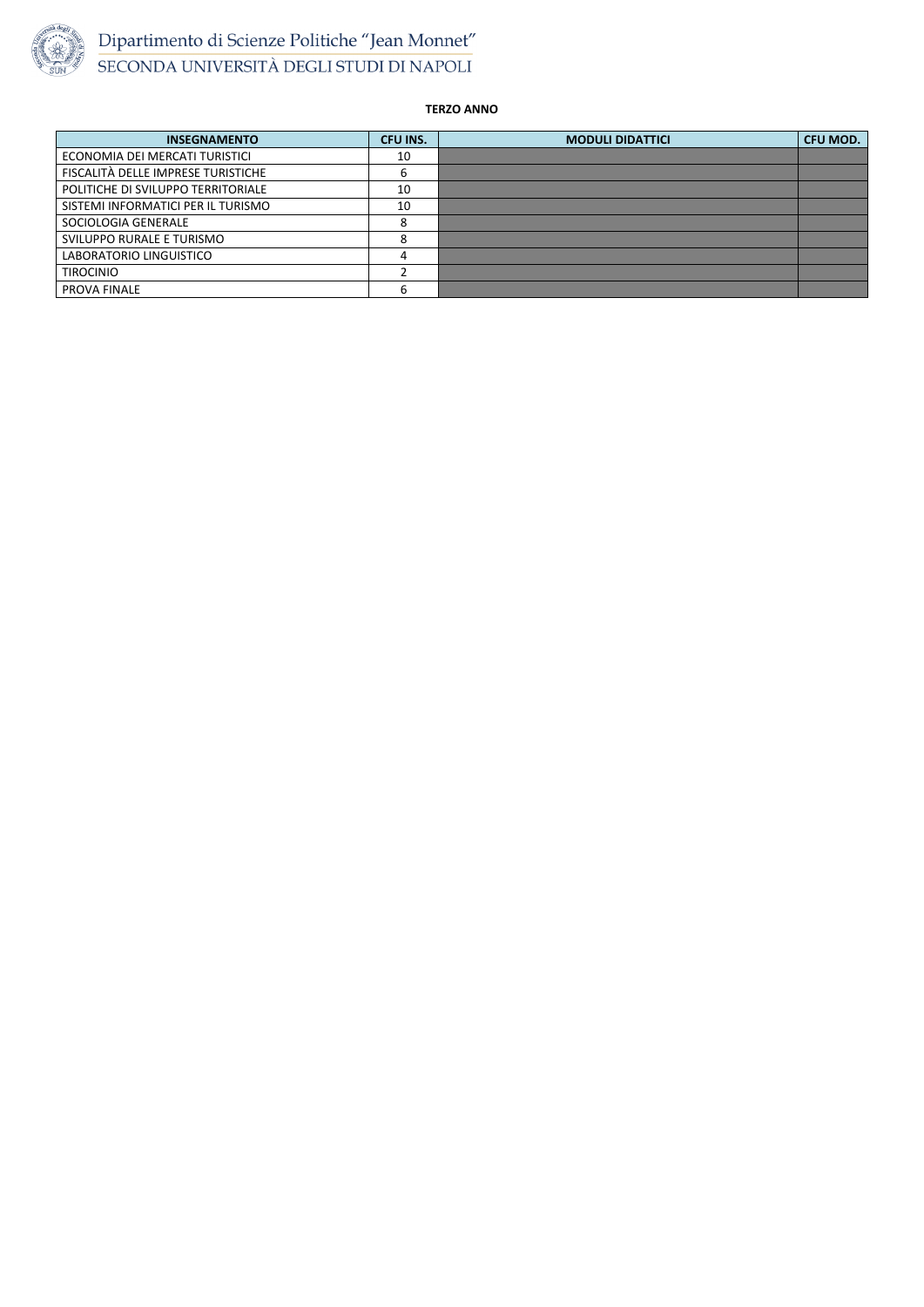**TERZO ANNO**

| INSEGNAMENTO | CFU INS. | MODULI DIDATTICI | CFU MOD. |
|---|---|---|---|
| ECONOMIA DEI MERCATI TURISTICI | 10 | | |
| FISCALITÀ DELLE IMPRESE TURISTICHE | 6 | | |
| POLITICHE DI SVILUPPO TERRITORIALE | 10 | | |
| SISTEMI INFORMATICI PER IL TURISMO | 10 | | |
| SOCIOLOGIA GENERALE | 8 | | |
| SVILUPPO RURALE E TURISMO | 8 | | |
| LABORATORIO LINGUISTICO | 4 | | |
| TIROCINIO | 2 | | |
| PROVA FINALE | 6 | | |